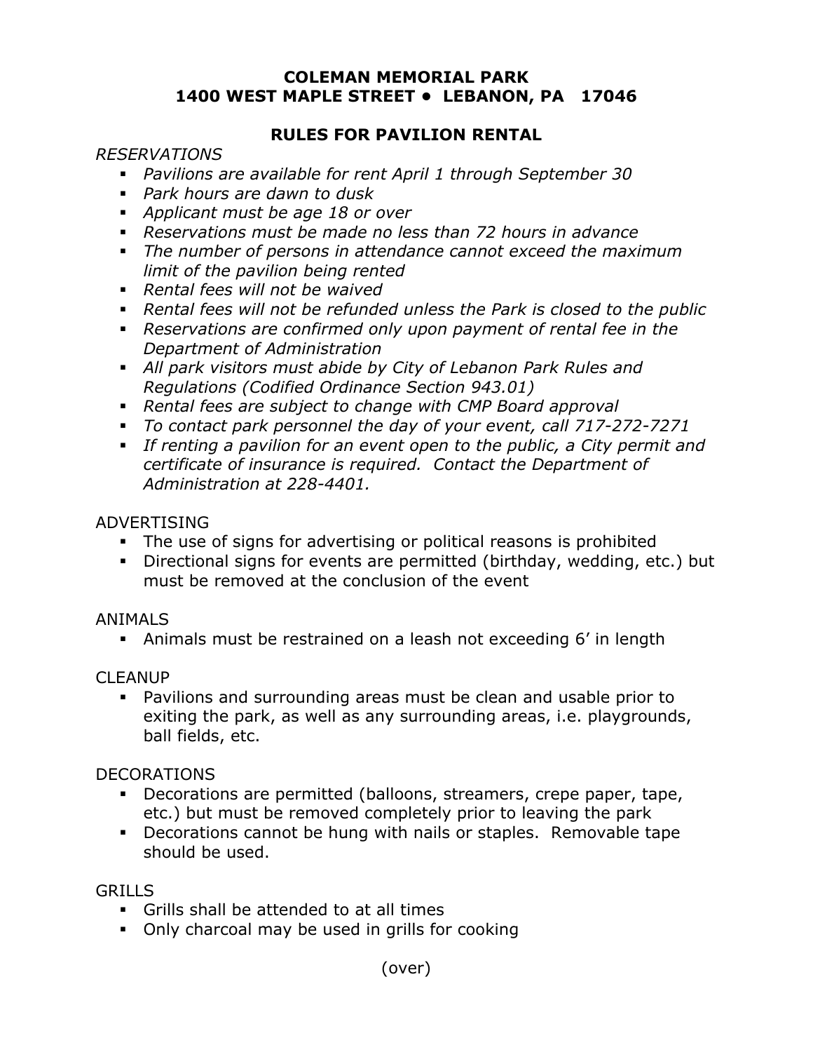# COLEMAN MEMORIAL PARK
# 1400 WEST MAPLE STREET • LEBANON, PA 17046

## RULES FOR PAVILION RENTAL

*RESERVATIONS*

- *Pavilions are available for rent April 1 through September 30*
- *Park hours are dawn to dusk*
- *Applicant must be age 18 or over*
- *Reservations must be made no less than 72 hours in advance*
- *The number of persons in attendance cannot exceed the maximum limit of the pavilion being rented*
- *Rental fees will not be waived*
- *Rental fees will not be refunded unless the Park is closed to the public*
- *Reservations are confirmed only upon payment of rental fee in the Department of Administration*
- *All park visitors must abide by City of Lebanon Park Rules and Regulations (Codified Ordinance Section 943.01)*
- *Rental fees are subject to change with CMP Board approval*
- *To contact park personnel the day of your event, call 717-272-7271*
- *If renting a pavilion for an event open to the public, a City permit and certificate of insurance is required. Contact the Department of Administration at 228-4401.*

ADVERTISING

- The use of signs for advertising or political reasons is prohibited
- Directional signs for events are permitted (birthday, wedding, etc.) but must be removed at the conclusion of the event

ANIMALS

- Animals must be restrained on a leash not exceeding 6' in length

CLEANUP

- Pavilions and surrounding areas must be clean and usable prior to exiting the park, as well as any surrounding areas, i.e. playgrounds, ball fields, etc.

DECORATIONS

- Decorations are permitted (balloons, streamers, crepe paper, tape, etc.) but must be removed completely prior to leaving the park
- Decorations cannot be hung with nails or staples. Removable tape should be used.

GRILLS

- Grills shall be attended to at all times
- Only charcoal may be used in grills for cooking

(over)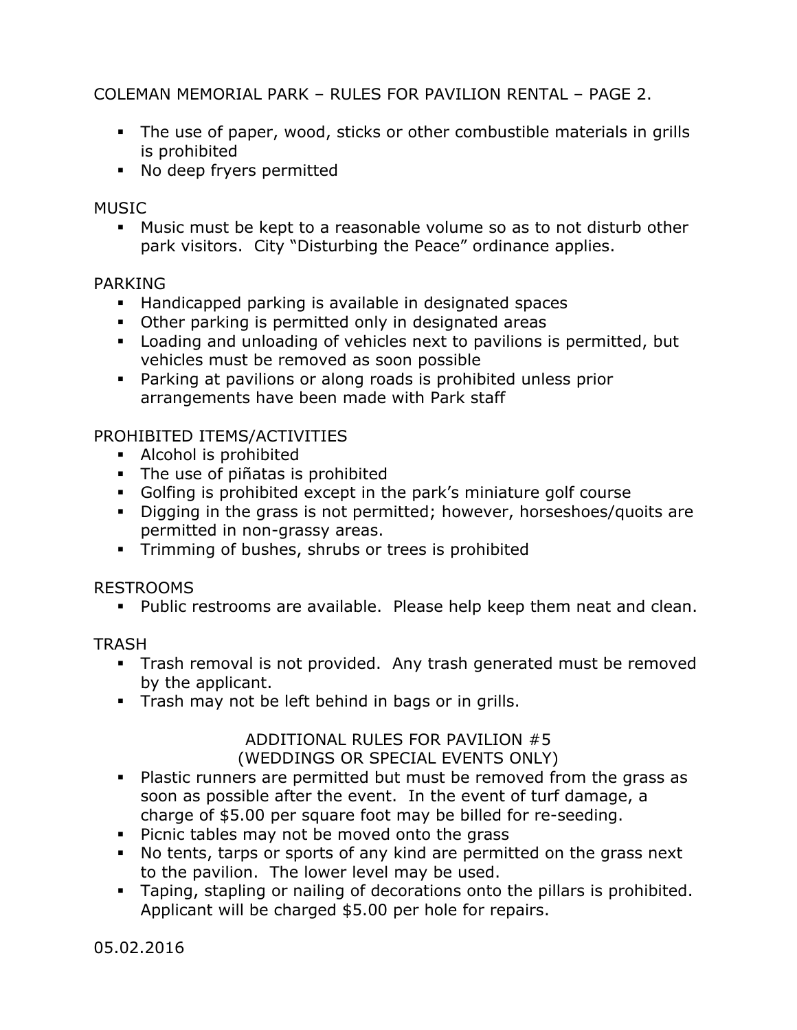COLEMAN MEMORIAL PARK – RULES FOR PAVILION RENTAL – PAGE 2.

- The use of paper, wood, sticks or other combustible materials in grills is prohibited
- No deep fryers permitted

MUSIC

- Music must be kept to a reasonable volume so as to not disturb other park visitors. City "Disturbing the Peace" ordinance applies.

PARKING

- Handicapped parking is available in designated spaces
- Other parking is permitted only in designated areas
- Loading and unloading of vehicles next to pavilions is permitted, but vehicles must be removed as soon possible
- Parking at pavilions or along roads is prohibited unless prior arrangements have been made with Park staff

PROHIBITED ITEMS/ACTIVITIES

- Alcohol is prohibited
- The use of piñatas is prohibited
- Golfing is prohibited except in the park's miniature golf course
- Digging in the grass is not permitted; however, horseshoes/quoits are permitted in non-grassy areas.
- Trimming of bushes, shrubs or trees is prohibited

RESTROOMS

- Public restrooms are available. Please help keep them neat and clean.

TRASH

- Trash removal is not provided. Any trash generated must be removed by the applicant.
- Trash may not be left behind in bags or in grills.

ADDITIONAL RULES FOR PAVILION #5
(WEDDINGS OR SPECIAL EVENTS ONLY)

- Plastic runners are permitted but must be removed from the grass as soon as possible after the event. In the event of turf damage, a charge of $5.00 per square foot may be billed for re-seeding.
- Picnic tables may not be moved onto the grass
- No tents, tarps or sports of any kind are permitted on the grass next to the pavilion. The lower level may be used.
- Taping, stapling or nailing of decorations onto the pillars is prohibited. Applicant will be charged $5.00 per hole for repairs.

05.02.2016